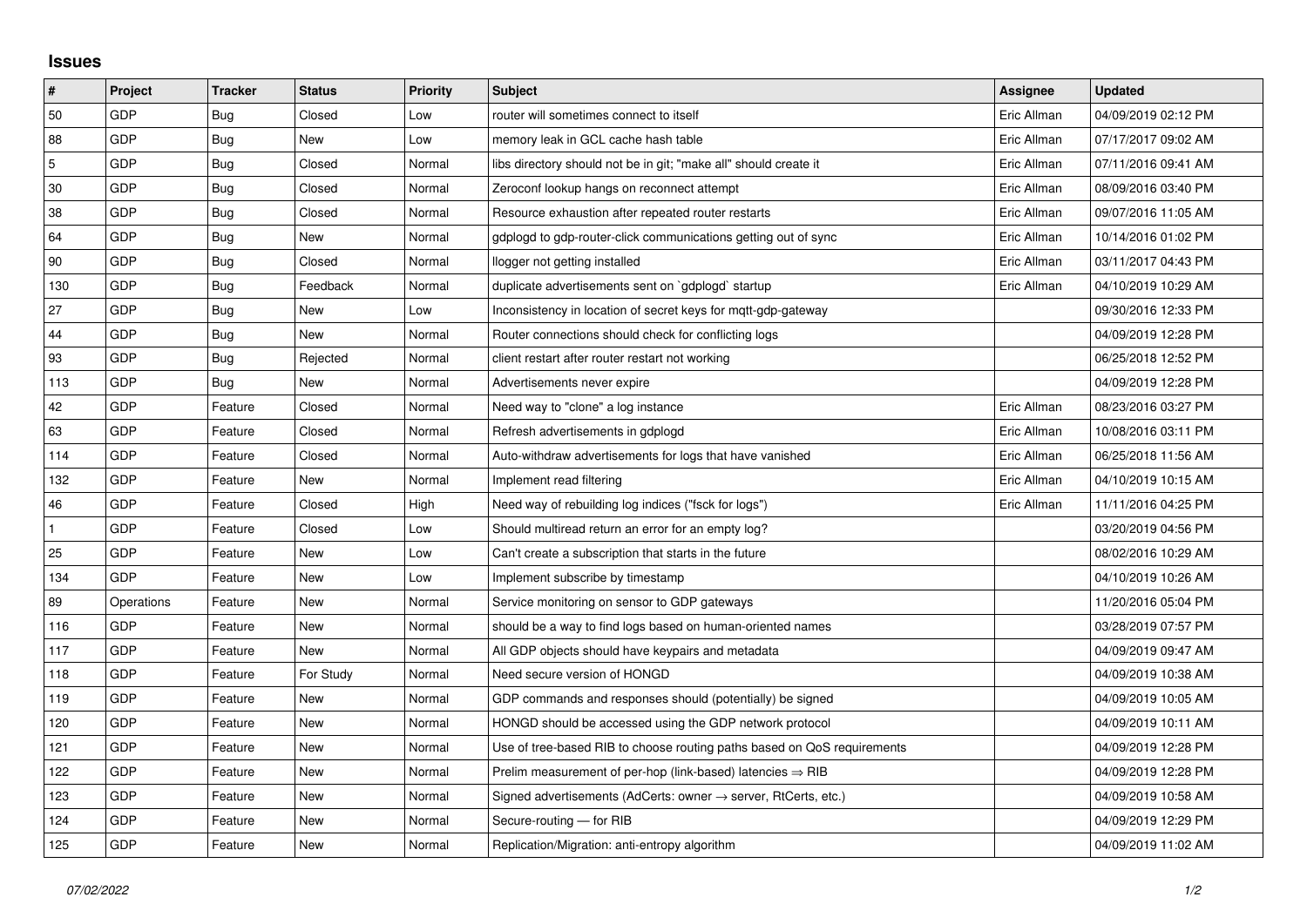## Issues

| # | Project | Tracker | Status | Priority | Subject | Assignee | Updated |
|---|---|---|---|---|---|---|---|
| 50 | GDP | Bug | Closed | Low | router will sometimes connect to itself | Eric Allman | 04/09/2019 02:12 PM |
| 88 | GDP | Bug | New | Low | memory leak in GCL cache hash table | Eric Allman | 07/17/2017 09:02 AM |
| 5 | GDP | Bug | Closed | Normal | libs directory should not be in git; "make all" should create it | Eric Allman | 07/11/2016 09:41 AM |
| 30 | GDP | Bug | Closed | Normal | Zeroconf lookup hangs on reconnect attempt | Eric Allman | 08/09/2016 03:40 PM |
| 38 | GDP | Bug | Closed | Normal | Resource exhaustion after repeated router restarts | Eric Allman | 09/07/2016 11:05 AM |
| 64 | GDP | Bug | New | Normal | gdplogd to gdp-router-click communications getting out of sync | Eric Allman | 10/14/2016 01:02 PM |
| 90 | GDP | Bug | Closed | Normal | llogger not getting installed | Eric Allman | 03/11/2017 04:43 PM |
| 130 | GDP | Bug | Feedback | Normal | duplicate advertisements sent on `gdplogd` startup | Eric Allman | 04/10/2019 10:29 AM |
| 27 | GDP | Bug | New | Low | Inconsistency in location of secret keys for mqtt-gdp-gateway | | 09/30/2016 12:33 PM |
| 44 | GDP | Bug | New | Normal | Router connections should check for conflicting logs | | 04/09/2019 12:28 PM |
| 93 | GDP | Bug | Rejected | Normal | client restart after router restart not working | | 06/25/2018 12:52 PM |
| 113 | GDP | Bug | New | Normal | Advertisements never expire | | 04/09/2019 12:28 PM |
| 42 | GDP | Feature | Closed | Normal | Need way to "clone" a log instance | Eric Allman | 08/23/2016 03:27 PM |
| 63 | GDP | Feature | Closed | Normal | Refresh advertisements in gdplogd | Eric Allman | 10/08/2016 03:11 PM |
| 114 | GDP | Feature | Closed | Normal | Auto-withdraw advertisements for logs that have vanished | Eric Allman | 06/25/2018 11:56 AM |
| 132 | GDP | Feature | New | Normal | Implement read filtering | Eric Allman | 04/10/2019 10:15 AM |
| 46 | GDP | Feature | Closed | High | Need way of rebuilding log indices ("fsck for logs") | Eric Allman | 11/11/2016 04:25 PM |
| 1 | GDP | Feature | Closed | Low | Should multiread return an error for an empty log? | | 03/20/2019 04:56 PM |
| 25 | GDP | Feature | New | Low | Can't create a subscription that starts in the future | | 08/02/2016 10:29 AM |
| 134 | GDP | Feature | New | Low | Implement subscribe by timestamp | | 04/10/2019 10:26 AM |
| 89 | Operations | Feature | New | Normal | Service monitoring on sensor to GDP gateways | | 11/20/2016 05:04 PM |
| 116 | GDP | Feature | New | Normal | should be a way to find logs based on human-oriented names | | 03/28/2019 07:57 PM |
| 117 | GDP | Feature | New | Normal | All GDP objects should have keypairs and metadata | | 04/09/2019 09:47 AM |
| 118 | GDP | Feature | For Study | Normal | Need secure version of HONGD | | 04/09/2019 10:38 AM |
| 119 | GDP | Feature | New | Normal | GDP commands and responses should (potentially) be signed | | 04/09/2019 10:05 AM |
| 120 | GDP | Feature | New | Normal | HONGD should be accessed using the GDP network protocol | | 04/09/2019 10:11 AM |
| 121 | GDP | Feature | New | Normal | Use of tree-based RIB to choose routing paths based on QoS requirements | | 04/09/2019 12:28 PM |
| 122 | GDP | Feature | New | Normal | Prelim measurement of per-hop (link-based) latencies ⇒ RIB | | 04/09/2019 12:28 PM |
| 123 | GDP | Feature | New | Normal | Signed advertisements (AdCerts: owner → server, RtCerts, etc.) | | 04/09/2019 10:58 AM |
| 124 | GDP | Feature | New | Normal | Secure-routing — for RIB | | 04/09/2019 12:29 PM |
| 125 | GDP | Feature | New | Normal | Replication/Migration: anti-entropy algorithm | | 04/09/2019 11:02 AM |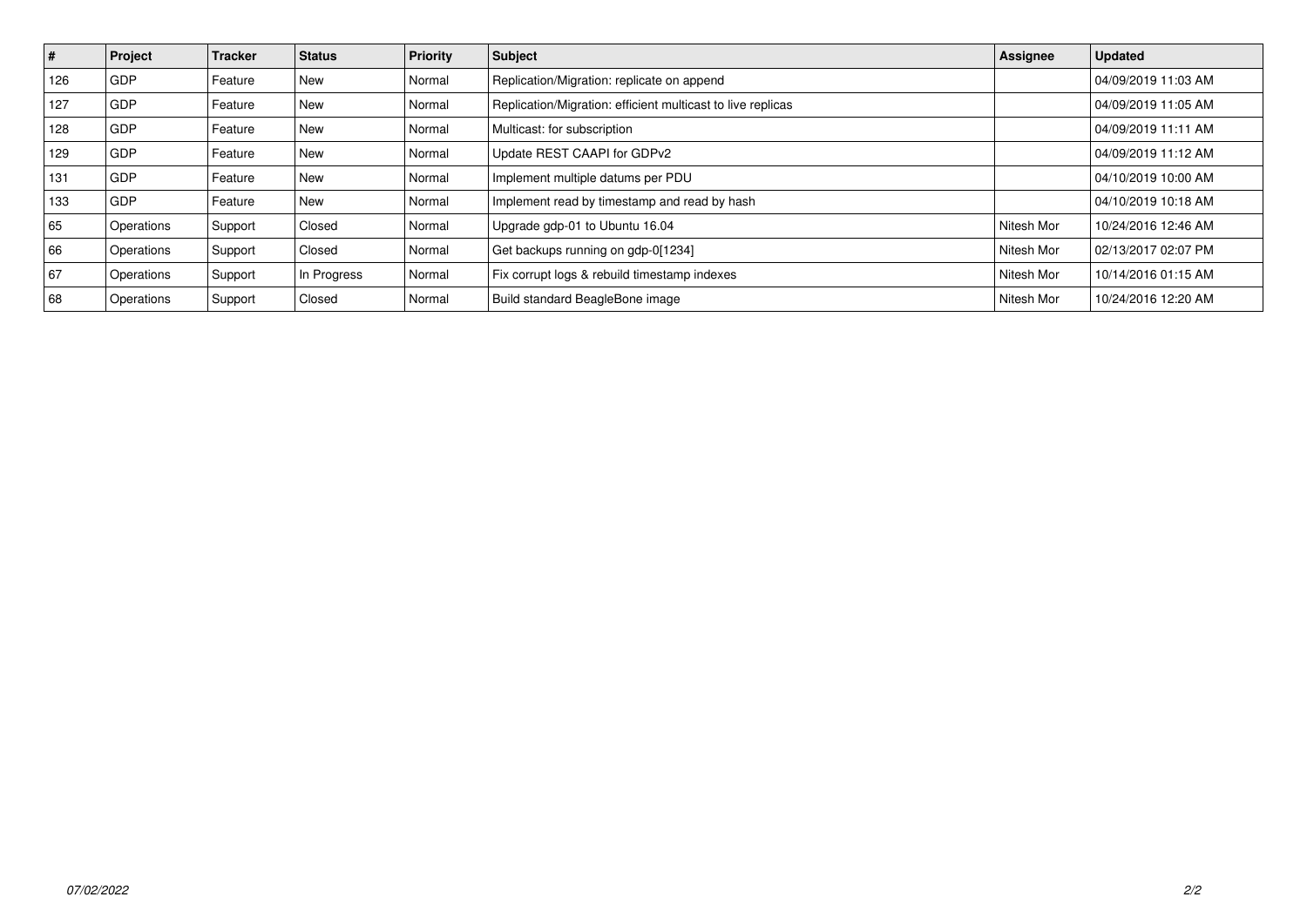| # | Project | Tracker | Status | Priority | Subject | Assignee | Updated |
|---|---|---|---|---|---|---|---|
| 126 | GDP | Feature | New | Normal | Replication/Migration: replicate on append | | 04/09/2019 11:03 AM |
| 127 | GDP | Feature | New | Normal | Replication/Migration: efficient multicast to live replicas | | 04/09/2019 11:05 AM |
| 128 | GDP | Feature | New | Normal | Multicast: for subscription | | 04/09/2019 11:11 AM |
| 129 | GDP | Feature | New | Normal | Update REST CAAPI for GDPv2 | | 04/09/2019 11:12 AM |
| 131 | GDP | Feature | New | Normal | Implement multiple datums per PDU | | 04/10/2019 10:00 AM |
| 133 | GDP | Feature | New | Normal | Implement read by timestamp and read by hash | | 04/10/2019 10:18 AM |
| 65 | Operations | Support | Closed | Normal | Upgrade gdp-01 to Ubuntu 16.04 | Nitesh Mor | 10/24/2016 12:46 AM |
| 66 | Operations | Support | Closed | Normal | Get backups running on gdp-0[1234] | Nitesh Mor | 02/13/2017 02:07 PM |
| 67 | Operations | Support | In Progress | Normal | Fix corrupt logs & rebuild timestamp indexes | Nitesh Mor | 10/14/2016 01:15 AM |
| 68 | Operations | Support | Closed | Normal | Build standard BeagleBone image | Nitesh Mor | 10/24/2016 12:20 AM |